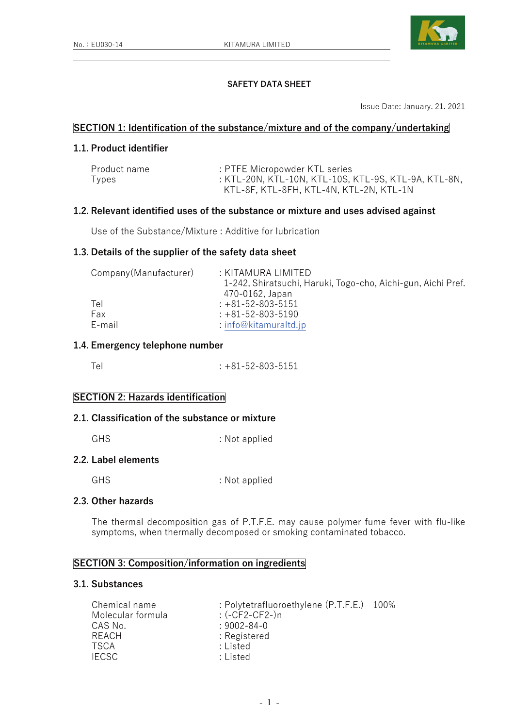# SAFETY DATA SHEET

Issue Date: January. 21. 2021

## SECTION 1: Identification of the substance/mixture and of the company/undertaking

### 1.1. Product identifier

Product name : PTFE Micropowder KTL series

Types : KTL-20N, KTL-10N, KTL-10S, KTL-9S, KTL-9A, KTL-8N, KTL-8F, KTL-8FH, KTL-4N, KTL-2N, KTL-1N

### 1.2. Relevant identified uses of the substance or mixture and uses advised against

Use of the Substance/Mixture : Additive for lubrication

### 1.3. Details of the supplier of the safety data sheet

Company(Manufacturer) : KITAMURA LIMITED
1-242, Shiratsuchi, Haruki, Togo-cho, Aichi-gun, Aichi Pref. 470-0162, Japan

Tel : +81-52-803-5151

Fax : +81-52-803-5190

E-mail : info@kitamuraltd.jp

### 1.4. Emergency telephone number

Tel : +81-52-803-5151

## SECTION 2: Hazards identification

### 2.1. Classification of the substance or mixture

GHS : Not applied

### 2.2. Label elements

GHS : Not applied

### 2.3. Other hazards

The thermal decomposition gas of P.T.F.E. may cause polymer fume fever with flu-like symptoms, when thermally decomposed or smoking contaminated tobacco.

## SECTION 3: Composition/information on ingredients

### 3.1. Substances

Chemical name : Polytetrafluoroethylene (P.T.F.E.) 100%

Molecular formula : $(\text{-}CF_2\text{-}CF_2\text{-})_n$

CAS No. : 9002-84-0

REACH : Registered

TSCA : Listed

IECSC : Listed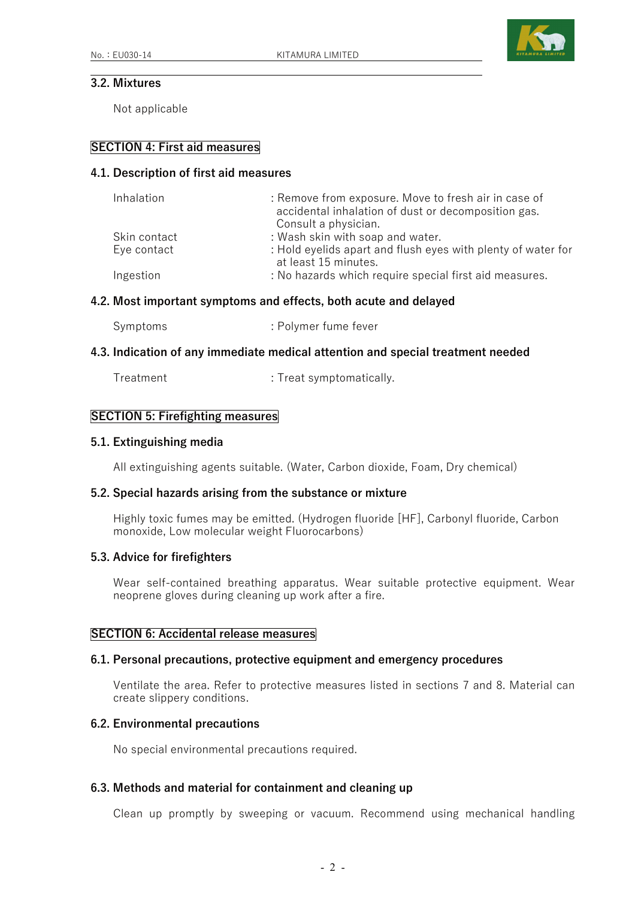### 3.2. Mixtures

Not applicable

## SECTION 4: First aid measures

### 4.1. Description of first aid measures

| | |
|---|---|
| Inhalation | : Remove from exposure. Move to fresh air in case of accidental inhalation of dust or decomposition gas. Consult a physician. |
| Skin contact | : Wash skin with soap and water. |
| Eye contact | : Hold eyelids apart and flush eyes with plenty of water for at least 15 minutes. |
| Ingestion | : No hazards which require special first aid measures. |

### 4.2. Most important symptoms and effects, both acute and delayed

| | |
|---|---|
| Symptoms | : Polymer fume fever |

### 4.3. Indication of any immediate medical attention and special treatment needed

| | |
|---|---|
| Treatment | : Treat symptomatically. |

## SECTION 5: Firefighting measures

### 5.1. Extinguishing media

All extinguishing agents suitable. (Water, Carbon dioxide, Foam, Dry chemical)

### 5.2. Special hazards arising from the substance or mixture

Highly toxic fumes may be emitted. (Hydrogen fluoride [HF], Carbonyl fluoride, Carbon monoxide, Low molecular weight Fluorocarbons)

### 5.3. Advice for firefighters

Wear self-contained breathing apparatus. Wear suitable protective equipment. Wear neoprene gloves during cleaning up work after a fire.

## SECTION 6: Accidental release measures

### 6.1. Personal precautions, protective equipment and emergency procedures

Ventilate the area. Refer to protective measures listed in sections 7 and 8. Material can create slippery conditions.

### 6.2. Environmental precautions

No special environmental precautions required.

### 6.3. Methods and material for containment and cleaning up

Clean up promptly by sweeping or vacuum. Recommend using mechanical handling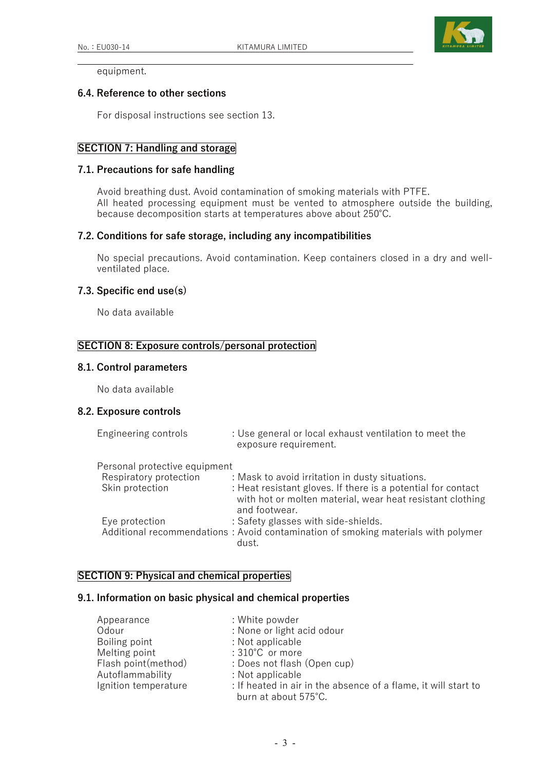equipment.

### 6.4. Reference to other sections

For disposal instructions see section 13.

## SECTION 7: Handling and storage

### 7.1. Precautions for safe handling

Avoid breathing dust. Avoid contamination of smoking materials with PTFE.
All heated processing equipment must be vented to atmosphere outside the building, because decomposition starts at temperatures above about 250°C.

### 7.2. Conditions for safe storage, including any incompatibilities

No special precautions. Avoid contamination. Keep containers closed in a dry and well-ventilated place.

### 7.3. Specific end use(s)

No data available

## SECTION 8: Exposure controls/personal protection

### 8.1. Control parameters

No data available

### 8.2. Exposure controls

Engineering controls : Use general or local exhaust ventilation to meet the exposure requirement.

Personal protective equipment

- Respiratory protection : Mask to avoid irritation in dusty situations.
- Skin protection : Heat resistant gloves. If there is a potential for contact with hot or molten material, wear heat resistant clothing and footwear.
- Eye protection : Safety glasses with side-shields.
- Additional recommendations : Avoid contamination of smoking materials with polymer dust.

## SECTION 9: Physical and chemical properties

### 9.1. Information on basic physical and chemical properties

| | |
|---|---|
| Appearance | : White powder |
| Odour | : None or light acid odour |
| Boiling point | : Not applicable |
| Melting point | : 310°C or more |
| Flash point(method) | : Does not flash (Open cup) |
| Autoflammability | : Not applicable |
| Ignition temperature | : If heated in air in the absence of a flame, it will start to burn at about 575°C. |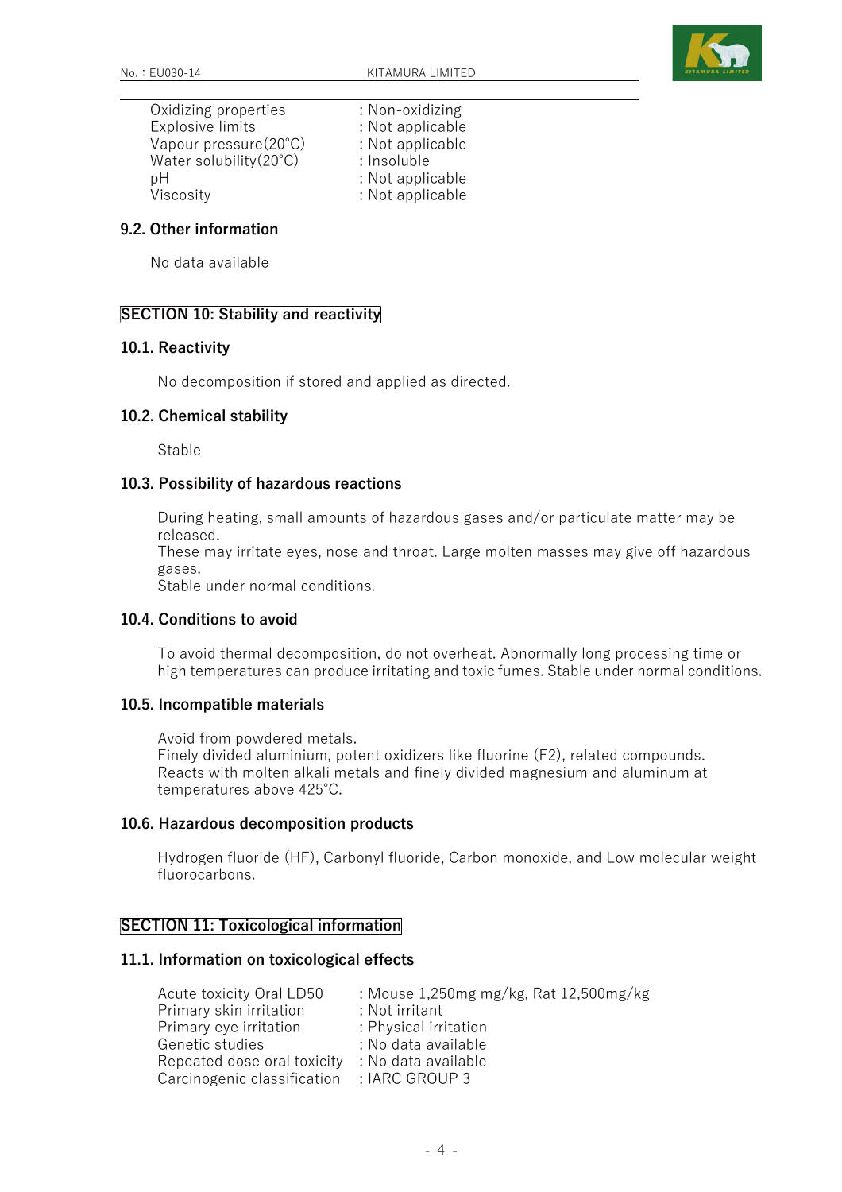| | |
|---|---|
| Oxidizing properties | : Non-oxidizing |
| Explosive limits | : Not applicable |
| Vapour pressure(20°C) | : Not applicable |
| Water solubility(20°C) | : Insoluble |
| pH | : Not applicable |
| Viscosity | : Not applicable |

### 9.2. Other information

No data available

## SECTION 10: Stability and reactivity

### 10.1. Reactivity

No decomposition if stored and applied as directed.

### 10.2. Chemical stability

Stable

### 10.3. Possibility of hazardous reactions

During heating, small amounts of hazardous gases and/or particulate matter may be released.
These may irritate eyes, nose and throat. Large molten masses may give off hazardous gases.
Stable under normal conditions.

### 10.4. Conditions to avoid

To avoid thermal decomposition, do not overheat. Abnormally long processing time or high temperatures can produce irritating and toxic fumes. Stable under normal conditions.

### 10.5. Incompatible materials

Avoid from powdered metals.
Finely divided aluminium, potent oxidizers like fluorine ($F_2$), related compounds.
Reacts with molten alkali metals and finely divided magnesium and aluminum at temperatures above 425°C.

### 10.6. Hazardous decomposition products

Hydrogen fluoride (HF), Carbonyl fluoride, Carbon monoxide, and Low molecular weight fluorocarbons.

## SECTION 11: Toxicological information

### 11.1. Information on toxicological effects

| | |
|---|---|
| Acute toxicity Oral LD50 | : Mouse 1,250mg mg/kg, Rat 12,500mg/kg |
| Primary skin irritation | : Not irritant |
| Primary eye irritation | : Physical irritation |
| Genetic studies | : No data available |
| Repeated dose oral toxicity | : No data available |
| Carcinogenic classification | : IARC GROUP 3 |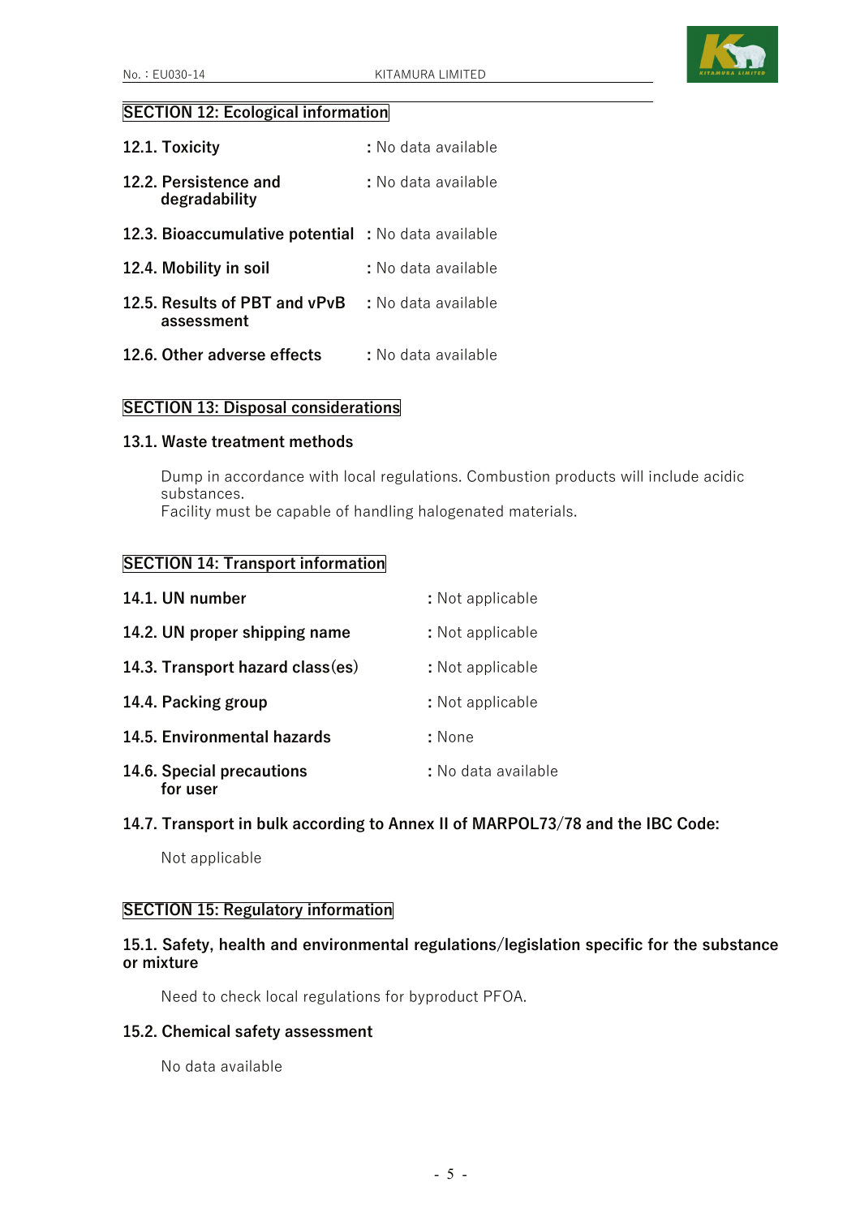## SECTION 12: Ecological information

**12.1. Toxicity** : No data available

**12.2. Persistence and degradability** : No data available

**12.3. Bioaccumulative potential** : No data available

**12.4. Mobility in soil** : No data available

**12.5. Results of PBT and vPvB assessment** : No data available

**12.6. Other adverse effects** : No data available

## SECTION 13: Disposal considerations

### 13.1. Waste treatment methods

Dump in accordance with local regulations. Combustion products will include acidic substances.
Facility must be capable of handling halogenated materials.

## SECTION 14: Transport information

**14.1. UN number** : Not applicable

**14.2. UN proper shipping name** : Not applicable

**14.3. Transport hazard class(es)** : Not applicable

**14.4. Packing group** : Not applicable

**14.5. Environmental hazards** : None

**14.6. Special precautions for user** : No data available

### 14.7. Transport in bulk according to Annex II of MARPOL73/78 and the IBC Code:

Not applicable

## SECTION 15: Regulatory information

### 15.1. Safety, health and environmental regulations/legislation specific for the substance or mixture

Need to check local regulations for byproduct PFOA.

### 15.2. Chemical safety assessment

No data available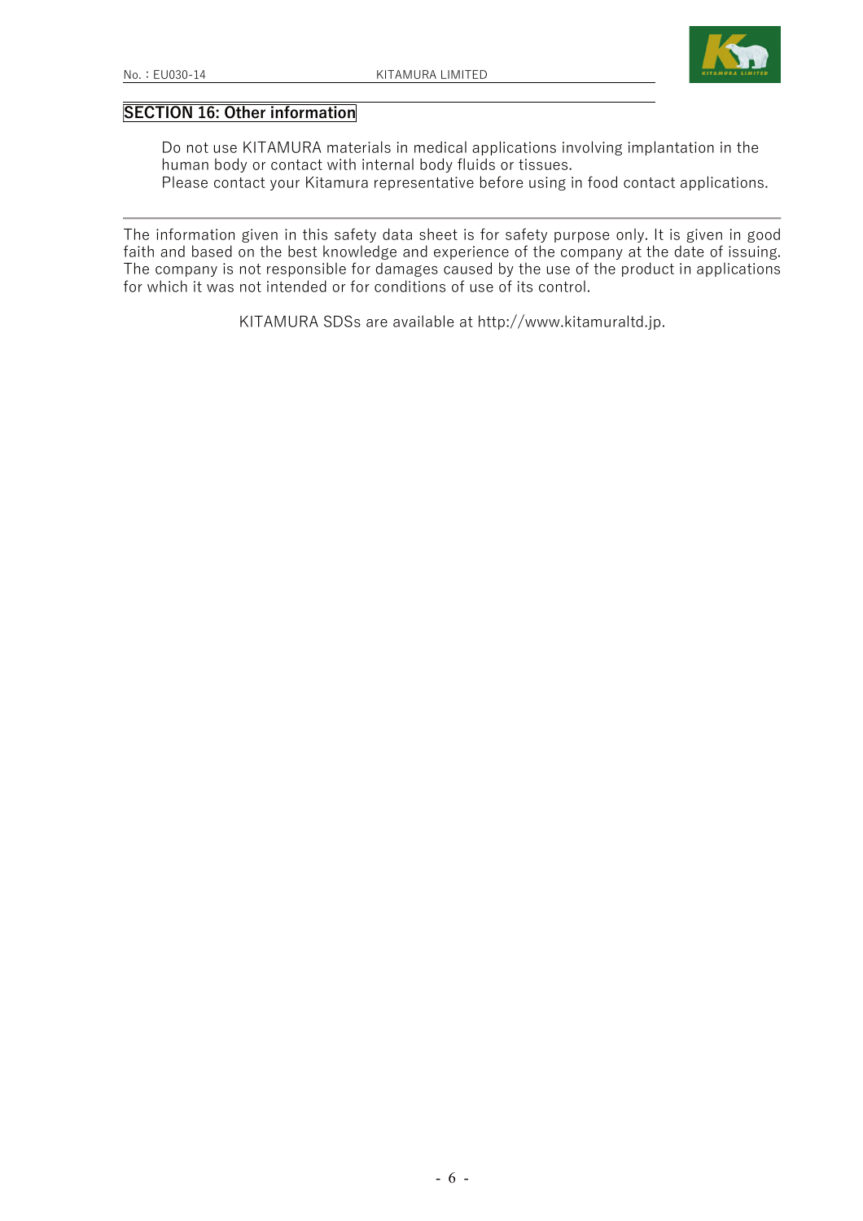## SECTION 16: Other information

Do not use KITAMURA materials in medical applications involving implantation in the human body or contact with internal body fluids or tissues.
Please contact your Kitamura representative before using in food contact applications.

---

The information given in this safety data sheet is for safety purpose only. It is given in good faith and based on the best knowledge and experience of the company at the date of issuing. The company is not responsible for damages caused by the use of the product in applications for which it was not intended or for conditions of use of its control.

KITAMURA SDSs are available at http://www.kitamuraltd.jp.